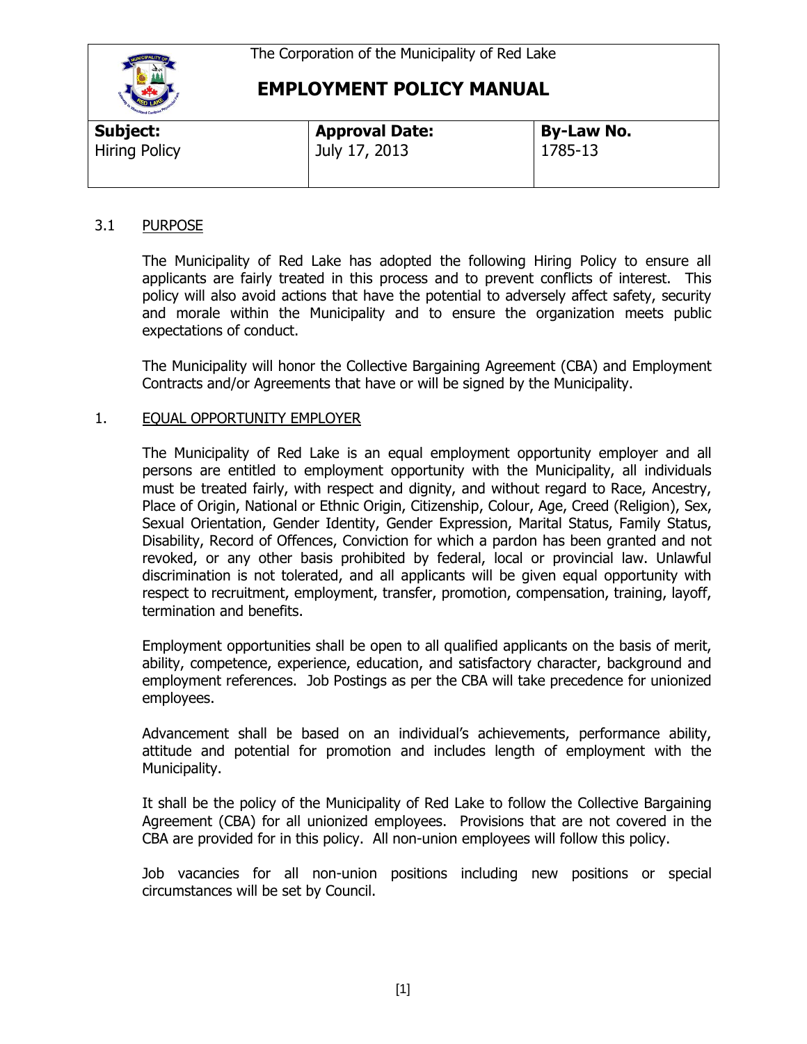The Corporation of the Municipality of Red Lake

# EMPLOYMENT POLICY MANUAL

| Subject: | Approval Date: | By-Law No. |
| --- | --- | --- |
| Hiring Policy | July 17, 2013 | 1785-13 |

## 3.1 PURPOSE

The Municipality of Red Lake has adopted the following Hiring Policy to ensure all applicants are fairly treated in this process and to prevent conflicts of interest. This policy will also avoid actions that have the potential to adversely affect safety, security and morale within the Municipality and to ensure the organization meets public expectations of conduct.

The Municipality will honor the Collective Bargaining Agreement (CBA) and Employment Contracts and/or Agreements that have or will be signed by the Municipality.

## 1. EQUAL OPPORTUNITY EMPLOYER

The Municipality of Red Lake is an equal employment opportunity employer and all persons are entitled to employment opportunity with the Municipality, all individuals must be treated fairly, with respect and dignity, and without regard to Race, Ancestry, Place of Origin, National or Ethnic Origin, Citizenship, Colour, Age, Creed (Religion), Sex, Sexual Orientation, Gender Identity, Gender Expression, Marital Status, Family Status, Disability, Record of Offences, Conviction for which a pardon has been granted and not revoked, or any other basis prohibited by federal, local or provincial law. Unlawful discrimination is not tolerated, and all applicants will be given equal opportunity with respect to recruitment, employment, transfer, promotion, compensation, training, layoff, termination and benefits.

Employment opportunities shall be open to all qualified applicants on the basis of merit, ability, competence, experience, education, and satisfactory character, background and employment references. Job Postings as per the CBA will take precedence for unionized employees.

Advancement shall be based on an individual's achievements, performance ability, attitude and potential for promotion and includes length of employment with the Municipality.

It shall be the policy of the Municipality of Red Lake to follow the Collective Bargaining Agreement (CBA) for all unionized employees. Provisions that are not covered in the CBA are provided for in this policy. All non-union employees will follow this policy.

Job vacancies for all non-union positions including new positions or special circumstances will be set by Council.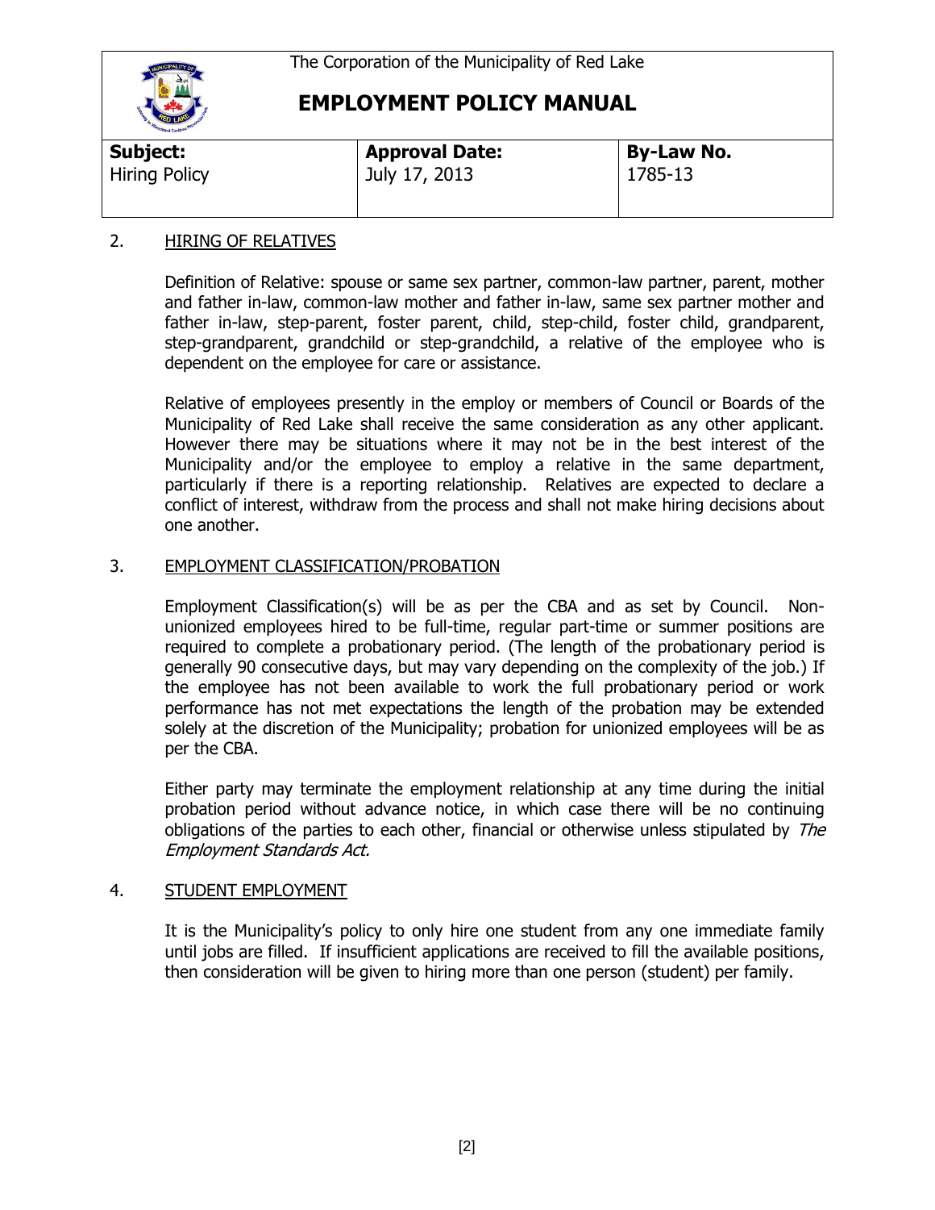The Corporation of the Municipality of Red Lake

# EMPLOYMENT POLICY MANUAL

| **Subject:** | **Approval Date:** | **By-Law No.** |
|---|---|---|
| Hiring Policy | July 17, 2013 | 1785-13 |

## 2. HIRING OF RELATIVES

Definition of Relative: spouse or same sex partner, common-law partner, parent, mother and father in-law, common-law mother and father in-law, same sex partner mother and father in-law, step-parent, foster parent, child, step-child, foster child, grandparent, step-grandparent, grandchild or step-grandchild, a relative of the employee who is dependent on the employee for care or assistance.

Relative of employees presently in the employ or members of Council or Boards of the Municipality of Red Lake shall receive the same consideration as any other applicant. However there may be situations where it may not be in the best interest of the Municipality and/or the employee to employ a relative in the same department, particularly if there is a reporting relationship. Relatives are expected to declare a conflict of interest, withdraw from the process and shall not make hiring decisions about one another.

## 3. EMPLOYMENT CLASSIFICATION/PROBATION

Employment Classification(s) will be as per the CBA and as set by Council. Non-unionized employees hired to be full-time, regular part-time or summer positions are required to complete a probationary period. (The length of the probationary period is generally 90 consecutive days, but may vary depending on the complexity of the job.) If the employee has not been available to work the full probationary period or work performance has not met expectations the length of the probation may be extended solely at the discretion of the Municipality; probation for unionized employees will be as per the CBA.

Either party may terminate the employment relationship at any time during the initial probation period without advance notice, in which case there will be no continuing obligations of the parties to each other, financial or otherwise unless stipulated by *The Employment Standards Act.*

## 4. STUDENT EMPLOYMENT

It is the Municipality's policy to only hire one student from any one immediate family until jobs are filled. If insufficient applications are received to fill the available positions, then consideration will be given to hiring more than one person (student) per family.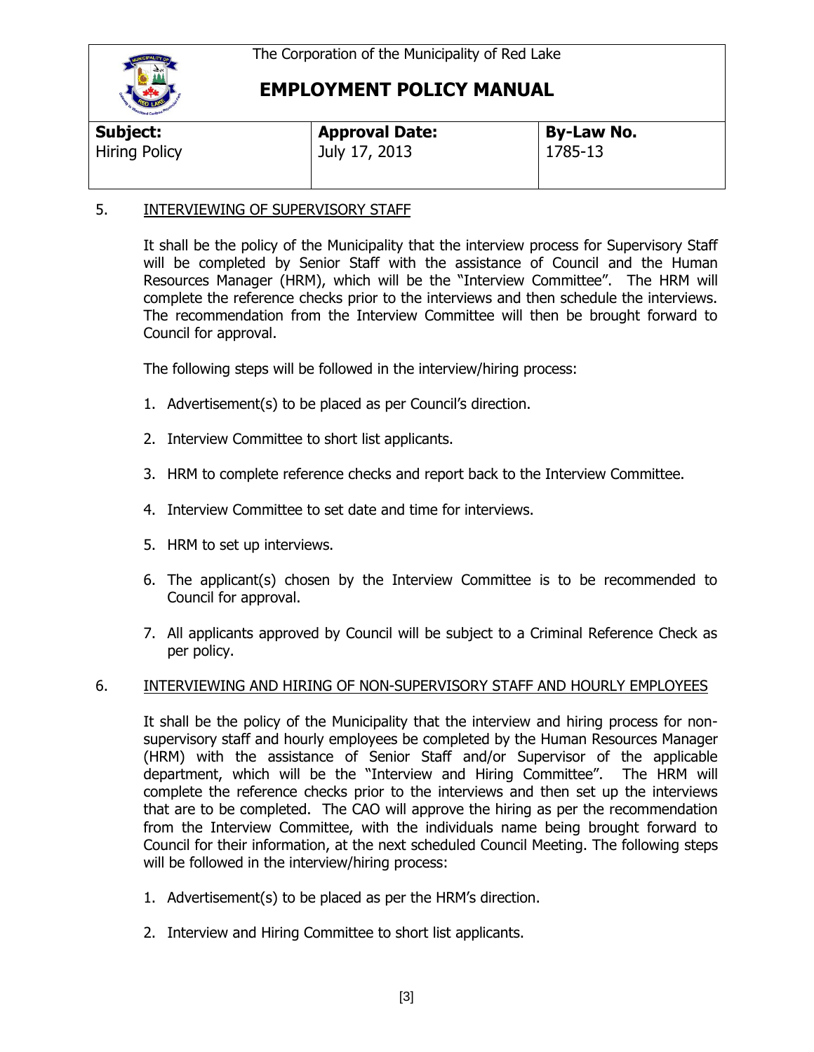The Corporation of the Municipality of Red Lake

# EMPLOYMENT POLICY MANUAL

| Subject: | Approval Date: | By-Law No. |
|---|---|---|
| Hiring Policy | July 17, 2013 | 1785-13 |

## 5. INTERVIEWING OF SUPERVISORY STAFF

It shall be the policy of the Municipality that the interview process for Supervisory Staff will be completed by Senior Staff with the assistance of Council and the Human Resources Manager (HRM), which will be the "Interview Committee". The HRM will complete the reference checks prior to the interviews and then schedule the interviews. The recommendation from the Interview Committee will then be brought forward to Council for approval.

The following steps will be followed in the interview/hiring process:

1. Advertisement(s) to be placed as per Council's direction.
2. Interview Committee to short list applicants.
3. HRM to complete reference checks and report back to the Interview Committee.
4. Interview Committee to set date and time for interviews.
5. HRM to set up interviews.
6. The applicant(s) chosen by the Interview Committee is to be recommended to Council for approval.
7. All applicants approved by Council will be subject to a Criminal Reference Check as per policy.

## 6. INTERVIEWING AND HIRING OF NON-SUPERVISORY STAFF AND HOURLY EMPLOYEES

It shall be the policy of the Municipality that the interview and hiring process for non-supervisory staff and hourly employees be completed by the Human Resources Manager (HRM) with the assistance of Senior Staff and/or Supervisor of the applicable department, which will be the "Interview and Hiring Committee". The HRM will complete the reference checks prior to the interviews and then set up the interviews that are to be completed. The CAO will approve the hiring as per the recommendation from the Interview Committee, with the individuals name being brought forward to Council for their information, at the next scheduled Council Meeting. The following steps will be followed in the interview/hiring process:

1. Advertisement(s) to be placed as per the HRM's direction.
2. Interview and Hiring Committee to short list applicants.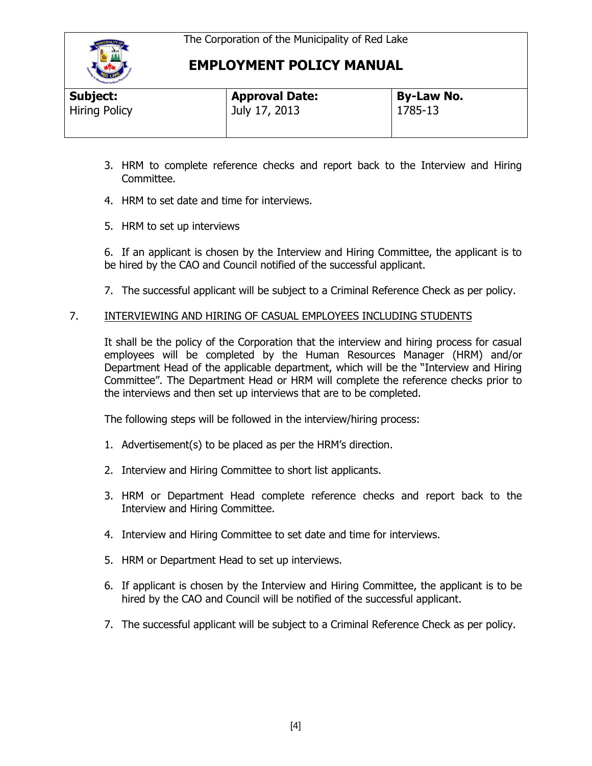3. HRM to complete reference checks and report back to the Interview and Hiring Committee.

4. HRM to set date and time for interviews.

5. HRM to set up interviews

6. If an applicant is chosen by the Interview and Hiring Committee, the applicant is to be hired by the CAO and Council notified of the successful applicant.

7. The successful applicant will be subject to a Criminal Reference Check as per policy.

## 7. INTERVIEWING AND HIRING OF CASUAL EMPLOYEES INCLUDING STUDENTS

It shall be the policy of the Corporation that the interview and hiring process for casual employees will be completed by the Human Resources Manager (HRM) and/or Department Head of the applicable department, which will be the "Interview and Hiring Committee". The Department Head or HRM will complete the reference checks prior to the interviews and then set up interviews that are to be completed.

The following steps will be followed in the interview/hiring process:

1. Advertisement(s) to be placed as per the HRM's direction.
2. Interview and Hiring Committee to short list applicants.
3. HRM or Department Head complete reference checks and report back to the Interview and Hiring Committee.
4. Interview and Hiring Committee to set date and time for interviews.
5. HRM or Department Head to set up interviews.
6. If applicant is chosen by the Interview and Hiring Committee, the applicant is to be hired by the CAO and Council will be notified of the successful applicant.
7. The successful applicant will be subject to a Criminal Reference Check as per policy.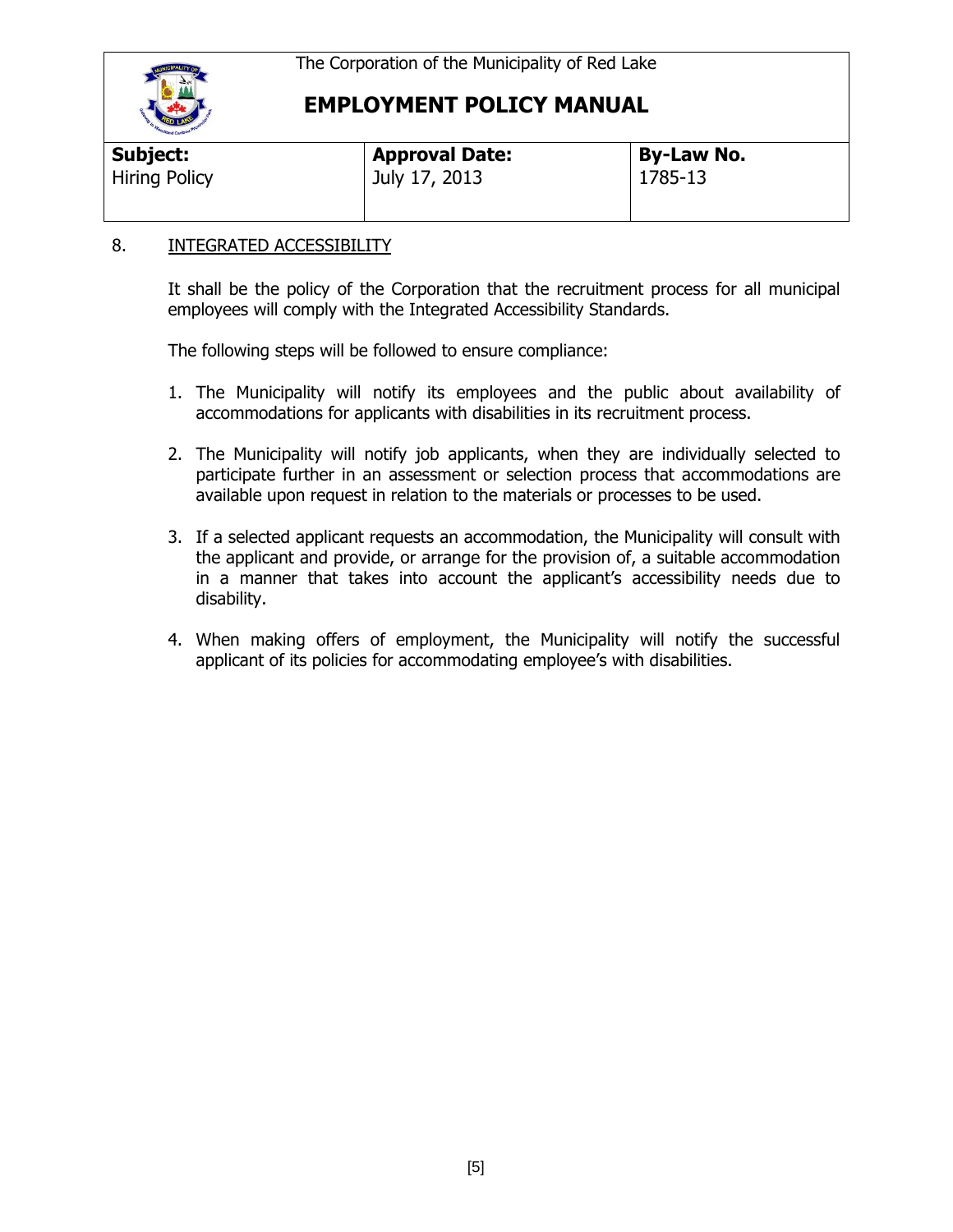The Corporation of the Municipality of Red Lake

# EMPLOYMENT POLICY MANUAL

| Subject: | Approval Date: | By-Law No. |
|---|---|---|
| Hiring Policy | July 17, 2013 | 1785-13 |

8. <u>INTEGRATED ACCESSIBILITY</u>

It shall be the policy of the Corporation that the recruitment process for all municipal employees will comply with the Integrated Accessibility Standards.

The following steps will be followed to ensure compliance:

1. The Municipality will notify its employees and the public about availability of accommodations for applicants with disabilities in its recruitment process.

2. The Municipality will notify job applicants, when they are individually selected to participate further in an assessment or selection process that accommodations are available upon request in relation to the materials or processes to be used.

3. If a selected applicant requests an accommodation, the Municipality will consult with the applicant and provide, or arrange for the provision of, a suitable accommodation in a manner that takes into account the applicant's accessibility needs due to disability.

4. When making offers of employment, the Municipality will notify the successful applicant of its policies for accommodating employee's with disabilities.